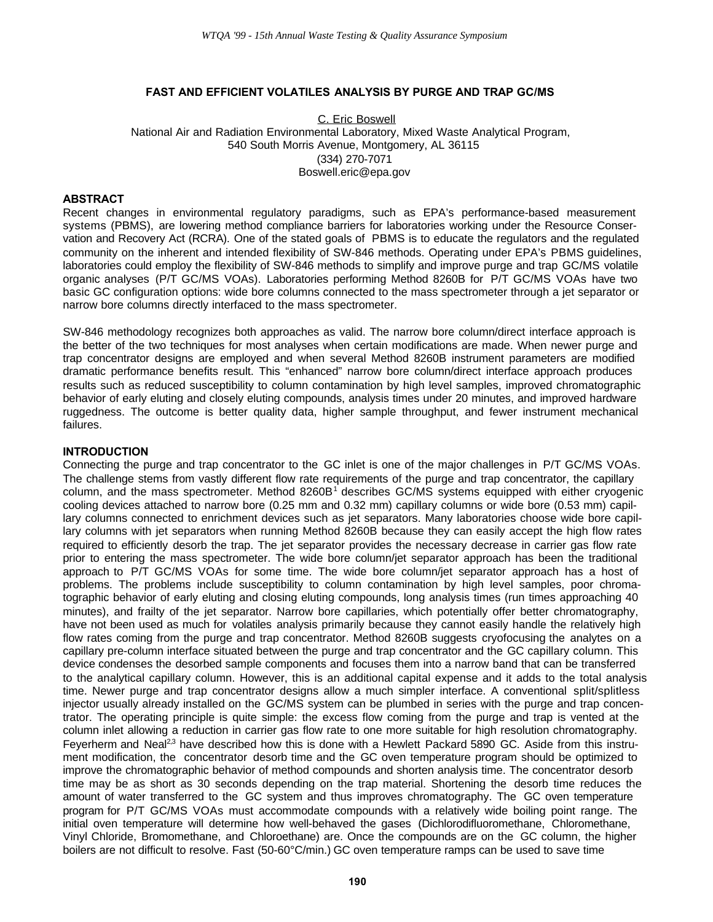# FAST AND EFFICIENT VOLATILES ANALYSIS BY PURGE AND TRAP GC/MS

C. Eric Boswell
National Air and Radiation Environmental Laboratory, Mixed Waste Analytical Program,
540 South Morris Avenue, Montgomery, AL 36115
(334) 270-7071
Boswell.eric@epa.gov

## ABSTRACT

Recent changes in environmental regulatory paradigms, such as EPA's performance-based measurement systems (PBMS), are lowering method compliance barriers for laboratories working under the Resource Conservation and Recovery Act (RCRA). One of the stated goals of PBMS is to educate the regulators and the regulated community on the inherent and intended flexibility of SW-846 methods. Operating under EPA's PBMS guidelines, laboratories could employ the flexibility of SW-846 methods to simplify and improve purge and trap GC/MS volatile organic analyses (P/T GC/MS VOAs). Laboratories performing Method 8260B for P/T GC/MS VOAs have two basic GC configuration options: wide bore columns connected to the mass spectrometer through a jet separator or narrow bore columns directly interfaced to the mass spectrometer.

SW-846 methodology recognizes both approaches as valid. The narrow bore column/direct interface approach is the better of the two techniques for most analyses when certain modifications are made. When newer purge and trap concentrator designs are employed and when several Method 8260B instrument parameters are modified dramatic performance benefits result. This "enhanced" narrow bore column/direct interface approach produces results such as reduced susceptibility to column contamination by high level samples, improved chromatographic behavior of early eluting and closely eluting compounds, analysis times under 20 minutes, and improved hardware ruggedness. The outcome is better quality data, higher sample throughput, and fewer instrument mechanical failures.

## INTRODUCTION

Connecting the purge and trap concentrator to the GC inlet is one of the major challenges in P/T GC/MS VOAs. The challenge stems from vastly different flow rate requirements of the purge and trap concentrator, the capillary column, and the mass spectrometer. Method 8260B[1] describes GC/MS systems equipped with either cryogenic cooling devices attached to narrow bore (0.25 mm and 0.32 mm) capillary columns or wide bore (0.53 mm) capillary columns connected to enrichment devices such as jet separators. Many laboratories choose wide bore capillary columns with jet separators when running Method 8260B because they can easily accept the high flow rates required to efficiently desorb the trap. The jet separator provides the necessary decrease in carrier gas flow rate prior to entering the mass spectrometer. The wide bore column/jet separator approach has been the traditional approach to P/T GC/MS VOAs for some time. The wide bore column/jet separator approach has a host of problems. The problems include susceptibility to column contamination by high level samples, poor chromatographic behavior of early eluting and closing eluting compounds, long analysis times (run times approaching 40 minutes), and frailty of the jet separator. Narrow bore capillaries, which potentially offer better chromatography, have not been used as much for volatiles analysis primarily because they cannot easily handle the relatively high flow rates coming from the purge and trap concentrator. Method 8260B suggests cryofocusing the analytes on a capillary pre-column interface situated between the purge and trap concentrator and the GC capillary column. This device condenses the desorbed sample components and focuses them into a narrow band that can be transferred to the analytical capillary column. However, this is an additional capital expense and it adds to the total analysis time. Newer purge and trap concentrator designs allow a much simpler interface. A conventional split/splitless injector usually already installed on the GC/MS system can be plumbed in series with the purge and trap concentrator. The operating principle is quite simple: the excess flow coming from the purge and trap is vented at the column inlet allowing a reduction in carrier gas flow rate to one more suitable for high resolution chromatography. Feyerherm and Neal[2,3] have described how this is done with a Hewlett Packard 5890 GC. Aside from this instrument modification, the concentrator desorb time and the GC oven temperature program should be optimized to improve the chromatographic behavior of method compounds and shorten analysis time. The concentrator desorb time may be as short as 30 seconds depending on the trap material. Shortening the desorb time reduces the amount of water transferred to the GC system and thus improves chromatography. The GC oven temperature program for P/T GC/MS VOAs must accommodate compounds with a relatively wide boiling point range. The initial oven temperature will determine how well-behaved the gases (Dichlorodifluoromethane, Chloromethane, Vinyl Chloride, Bromomethane, and Chloroethane) are. Once the compounds are on the GC column, the higher boilers are not difficult to resolve. Fast (50-60°C/min.) GC oven temperature ramps can be used to save time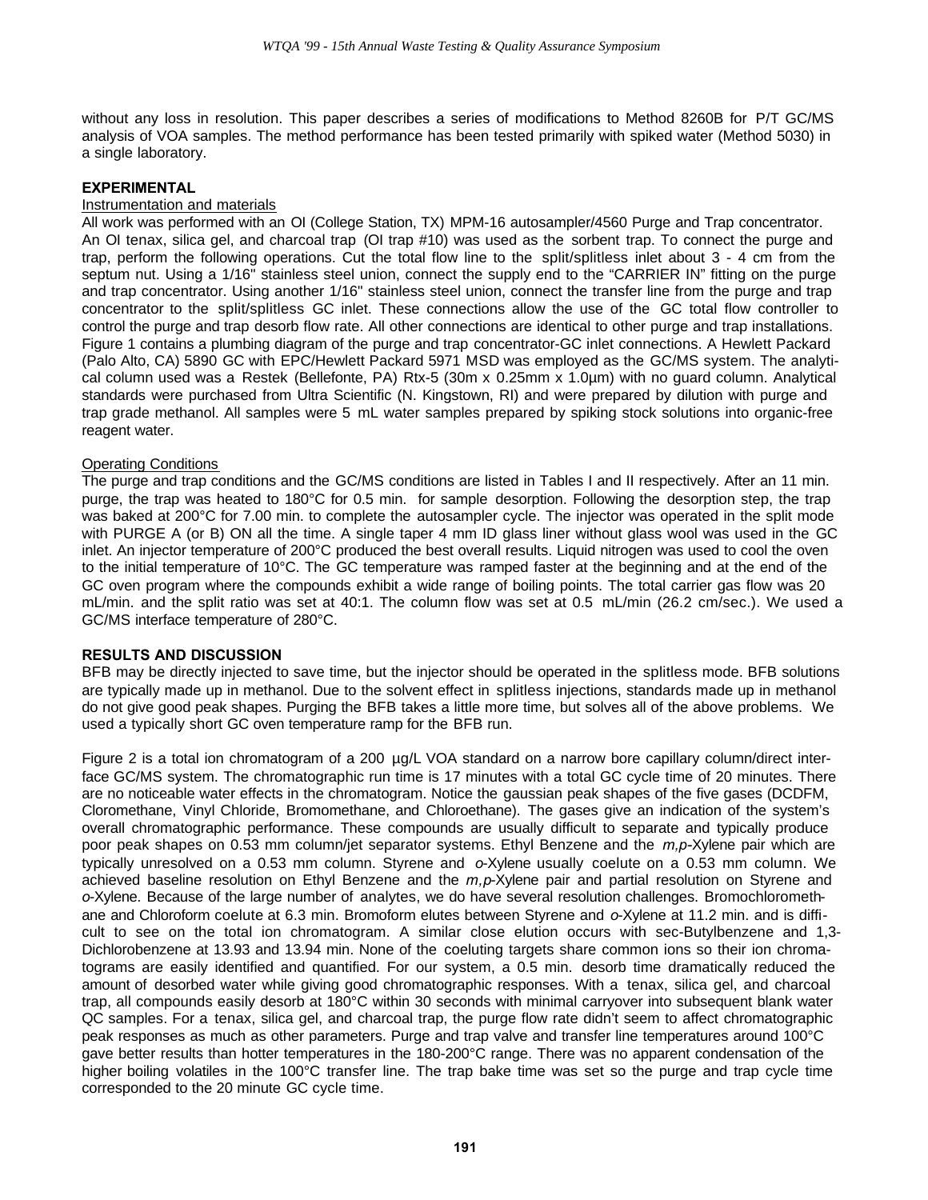without any loss in resolution. This paper describes a series of modifications to Method 8260B for P/T GC/MS analysis of VOA samples. The method performance has been tested primarily with spiked water (Method 5030) in a single laboratory.

## EXPERIMENTAL

### Instrumentation and materials

All work was performed with an OI (College Station, TX) MPM-16 autosampler/4560 Purge and Trap concentrator. An OI tenax, silica gel, and charcoal trap (OI trap #10) was used as the sorbent trap. To connect the purge and trap, perform the following operations. Cut the total flow line to the split/splitless inlet about 3 - 4 cm from the septum nut. Using a 1/16" stainless steel union, connect the supply end to the "CARRIER IN" fitting on the purge and trap concentrator. Using another 1/16" stainless steel union, connect the transfer line from the purge and trap concentrator to the split/splitless GC inlet. These connections allow the use of the GC total flow controller to control the purge and trap desorb flow rate. All other connections are identical to other purge and trap installations. Figure 1 contains a plumbing diagram of the purge and trap concentrator-GC inlet connections. A Hewlett Packard (Palo Alto, CA) 5890 GC with EPC/Hewlett Packard 5971 MSD was employed as the GC/MS system. The analytical column used was a Restek (Bellefonte, PA) Rtx-5 (30m x 0.25mm x 1.0µm) with no guard column. Analytical standards were purchased from Ultra Scientific (N. Kingstown, RI) and were prepared by dilution with purge and trap grade methanol. All samples were 5 mL water samples prepared by spiking stock solutions into organic-free reagent water.

### Operating Conditions

The purge and trap conditions and the GC/MS conditions are listed in Tables I and II respectively. After an 11 min. purge, the trap was heated to 180°C for 0.5 min. for sample desorption. Following the desorption step, the trap was baked at 200°C for 7.00 min. to complete the autosampler cycle. The injector was operated in the split mode with PURGE A (or B) ON all the time. A single taper 4 mm ID glass liner without glass wool was used in the GC inlet. An injector temperature of 200°C produced the best overall results. Liquid nitrogen was used to cool the oven to the initial temperature of 10°C. The GC temperature was ramped faster at the beginning and at the end of the GC oven program where the compounds exhibit a wide range of boiling points. The total carrier gas flow was 20 mL/min. and the split ratio was set at 40:1. The column flow was set at 0.5 mL/min (26.2 cm/sec.). We used a GC/MS interface temperature of 280°C.

## RESULTS AND DISCUSSION

BFB may be directly injected to save time, but the injector should be operated in the splitless mode. BFB solutions are typically made up in methanol. Due to the solvent effect in splitless injections, standards made up in methanol do not give good peak shapes. Purging the BFB takes a little more time, but solves all of the above problems. We used a typically short GC oven temperature ramp for the BFB run.

Figure 2 is a total ion chromatogram of a 200 µg/L VOA standard on a narrow bore capillary column/direct interface GC/MS system. The chromatographic run time is 17 minutes with a total GC cycle time of 20 minutes. There are no noticeable water effects in the chromatogram. Notice the gaussian peak shapes of the five gases (DCDFM, Cloromethane, Vinyl Chloride, Bromomethane, and Chloroethane). The gases give an indication of the system's overall chromatographic performance. These compounds are usually difficult to separate and typically produce poor peak shapes on 0.53 mm column/jet separator systems. Ethyl Benzene and the *m,p*-Xylene pair which are typically unresolved on a 0.53 mm column. Styrene and *o*-Xylene usually coelute on a 0.53 mm column. We achieved baseline resolution on Ethyl Benzene and the *m,p*-Xylene pair and partial resolution on Styrene and *o*-Xylene. Because of the large number of analytes, we do have several resolution challenges. Bromochloromethane and Chloroform coelute at 6.3 min. Bromoform elutes between Styrene and *o*-Xylene at 11.2 min. and is difficult to see on the total ion chromatogram. A similar close elution occurs with sec-Butylbenzene and 1,3-Dichlorobenzene at 13.93 and 13.94 min. None of the coeluting targets share common ions so their ion chromatograms are easily identified and quantified. For our system, a 0.5 min. desorb time dramatically reduced the amount of desorbed water while giving good chromatographic responses. With a tenax, silica gel, and charcoal trap, all compounds easily desorb at 180°C within 30 seconds with minimal carryover into subsequent blank water QC samples. For a tenax, silica gel, and charcoal trap, the purge flow rate didn't seem to affect chromatographic peak responses as much as other parameters. Purge and trap valve and transfer line temperatures around 100°C gave better results than hotter temperatures in the 180-200°C range. There was no apparent condensation of the higher boiling volatiles in the 100°C transfer line. The trap bake time was set so the purge and trap cycle time corresponded to the 20 minute GC cycle time.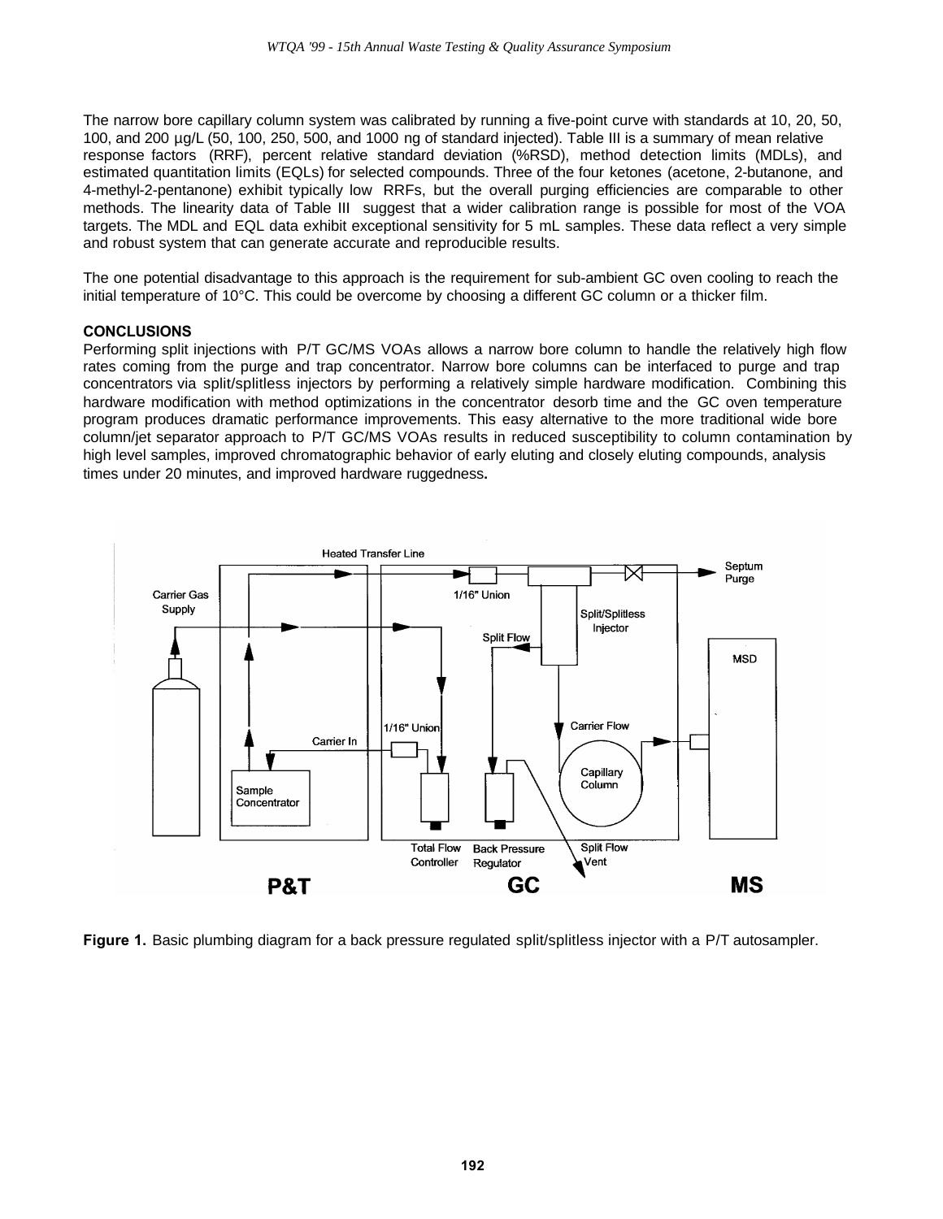The narrow bore capillary column system was calibrated by running a five-point curve with standards at 10, 20, 50, 100, and 200 µg/L (50, 100, 250, 500, and 1000 ng of standard injected). Table III is a summary of mean relative response factors (RRF), percent relative standard deviation (%RSD), method detection limits (MDLs), and estimated quantitation limits (EQLs) for selected compounds. Three of the four ketones (acetone, 2-butanone, and 4-methyl-2-pentanone) exhibit typically low RRFs, but the overall purging efficiencies are comparable to other methods. The linearity data of Table III suggest that a wider calibration range is possible for most of the VOA targets. The MDL and EQL data exhibit exceptional sensitivity for 5 mL samples. These data reflect a very simple and robust system that can generate accurate and reproducible results.

The one potential disadvantage to this approach is the requirement for sub-ambient GC oven cooling to reach the initial temperature of 10°C. This could be overcome by choosing a different GC column or a thicker film.

**CONCLUSIONS**

Performing split injections with P/T GC/MS VOAs allows a narrow bore column to handle the relatively high flow rates coming from the purge and trap concentrator. Narrow bore columns can be interfaced to purge and trap concentrators via split/splitless injectors by performing a relatively simple hardware modification. Combining this hardware modification with method optimizations in the concentrator desorb time and the GC oven temperature program produces dramatic performance improvements. This easy alternative to the more traditional wide bore column/jet separator approach to P/T GC/MS VOAs results in reduced susceptibility to column contamination by high level samples, improved chromatographic behavior of early eluting and closely eluting compounds, analysis times under 20 minutes, and improved hardware ruggedness**.**

Heated Transfer Line

Carrier Gas Supply

1/16" Union

Septum Purge

Split/Splitless Injector

Split Flow

MSD

Carrier In

1/16" Union

Carrier Flow

Capillary Column

Sample Concentrator

Total Flow Controller

Back Pressure Regulator

Split Flow Vent

P&T

GC

MS

**Figure 1.** Basic plumbing diagram for a back pressure regulated split/splitless injector with a P/T autosampler.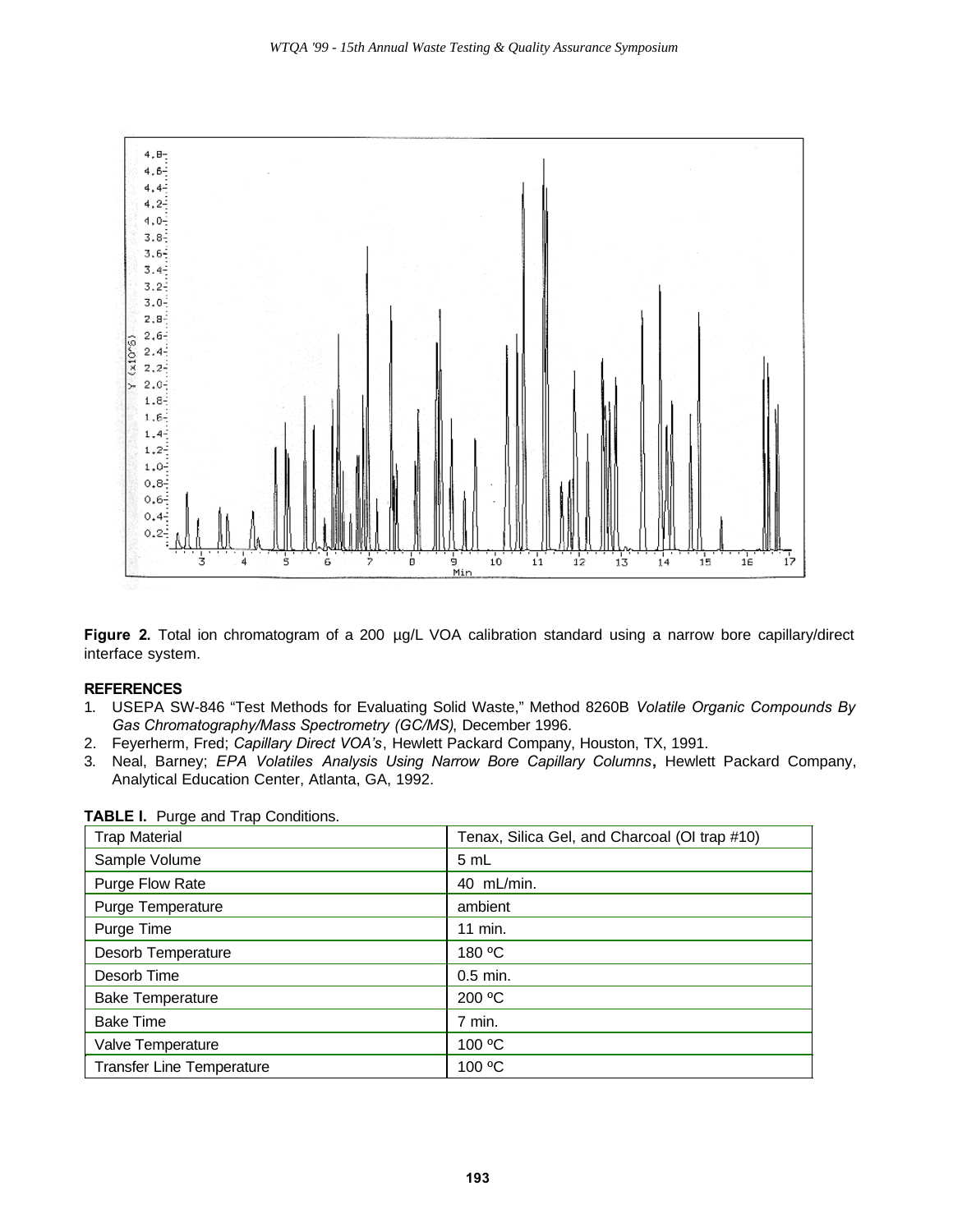**Figure 2.** Total ion chromatogram of a 200 µg/L VOA calibration standard using a narrow bore capillary/direct interface system.

## REFERENCES

1. USEPA SW-846 "Test Methods for Evaluating Solid Waste," Method 8260B *Volatile Organic Compounds By Gas Chromatography/Mass Spectrometry (GC/MS)*, December 1996.
2. Feyerherm, Fred; *Capillary Direct VOA's*, Hewlett Packard Company, Houston, TX, 1991.
3. Neal, Barney; *EPA Volatiles Analysis Using Narrow Bore Capillary Columns*, Hewlett Packard Company, Analytical Education Center, Atlanta, GA, 1992.

**TABLE I.** Purge and Trap Conditions.

| | |
|---|---|
| Trap Material | Tenax, Silica Gel, and Charcoal (OI trap #10) |
| Sample Volume | 5 mL |
| Purge Flow Rate | 40 mL/min. |
| Purge Temperature | ambient |
| Purge Time | 11 min. |
| Desorb Temperature | 180 ºC |
| Desorb Time | 0.5 min. |
| Bake Temperature | 200 ºC |
| Bake Time | 7 min. |
| Valve Temperature | 100 ºC |
| Transfer Line Temperature | 100 ºC |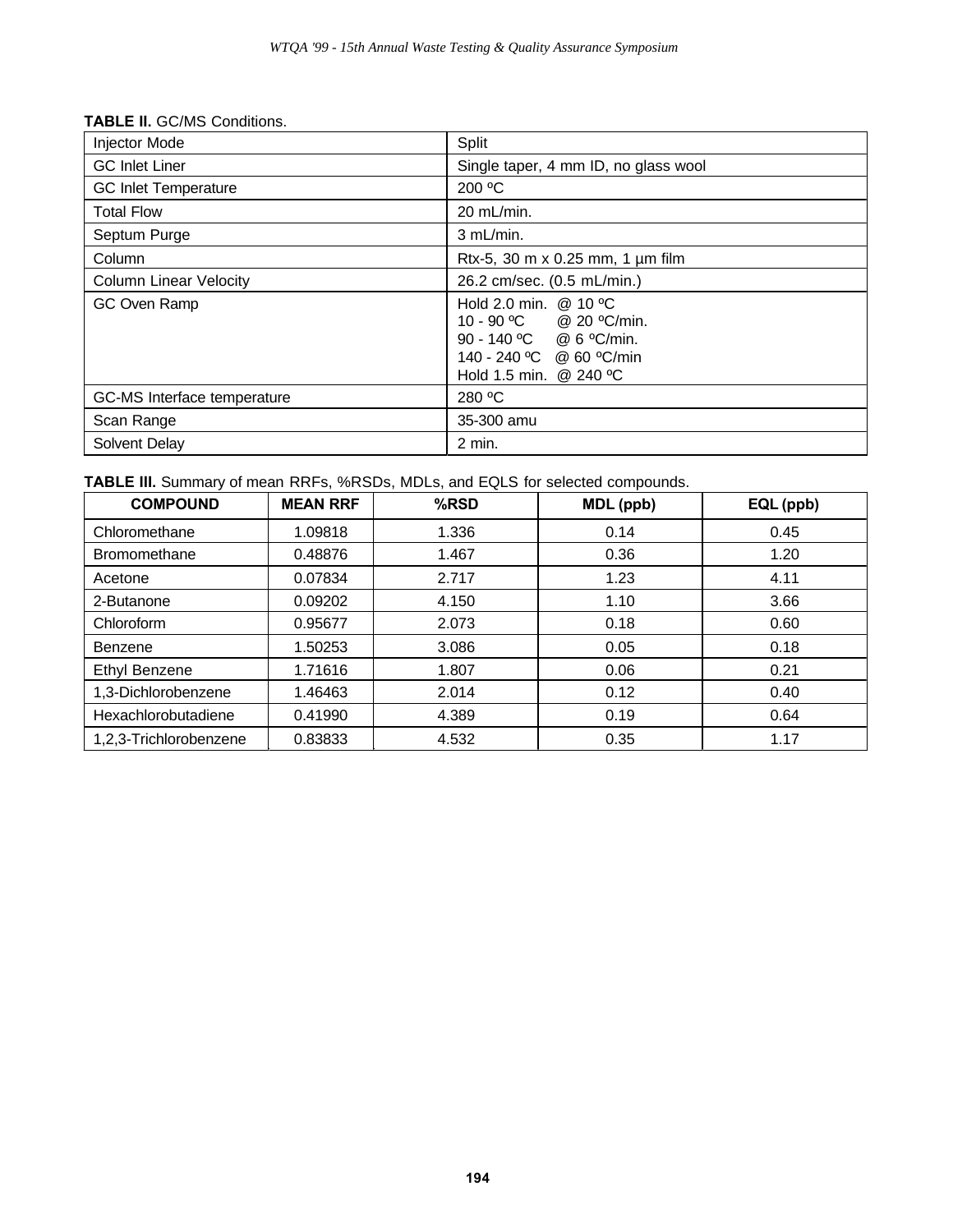**TABLE II.** GC/MS Conditions.

| | |
|---|---|
| Injector Mode | Split |
| GC Inlet Liner | Single taper, 4 mm ID, no glass wool |
| GC Inlet Temperature | 200 ºC |
| Total Flow | 20 mL/min. |
| Septum Purge | 3 mL/min. |
| Column | Rtx-5, 30 m x 0.25 mm, 1 µm film |
| Column Linear Velocity | 26.2 cm/sec. (0.5 mL/min.) |
| GC Oven Ramp | Hold 2.0 min. @ 10 ºC<br>10 - 90 ºC @ 20 ºC/min.<br>90 - 140 ºC @ 6 ºC/min.<br>140 - 240 ºC @ 60 ºC/min<br>Hold 1.5 min. @ 240 ºC |
| GC-MS Interface temperature | 280 ºC |
| Scan Range | 35-300 amu |
| Solvent Delay | 2 min. |

**TABLE III.** Summary of mean RRFs, %RSDs, MDLs, and EQLS for selected compounds.

| COMPOUND | MEAN RRF | %RSD | MDL (ppb) | EQL (ppb) |
|---|---|---|---|---|
| Chloromethane | 1.09818 | 1.336 | 0.14 | 0.45 |
| Bromomethane | 0.48876 | 1.467 | 0.36 | 1.20 |
| Acetone | 0.07834 | 2.717 | 1.23 | 4.11 |
| 2-Butanone | 0.09202 | 4.150 | 1.10 | 3.66 |
| Chloroform | 0.95677 | 2.073 | 0.18 | 0.60 |
| Benzene | 1.50253 | 3.086 | 0.05 | 0.18 |
| Ethyl Benzene | 1.71616 | 1.807 | 0.06 | 0.21 |
| 1,3-Dichlorobenzene | 1.46463 | 2.014 | 0.12 | 0.40 |
| Hexachlorobutadiene | 0.41990 | 4.389 | 0.19 | 0.64 |
| 1,2,3-Trichlorobenzene | 0.83833 | 4.532 | 0.35 | 1.17 |